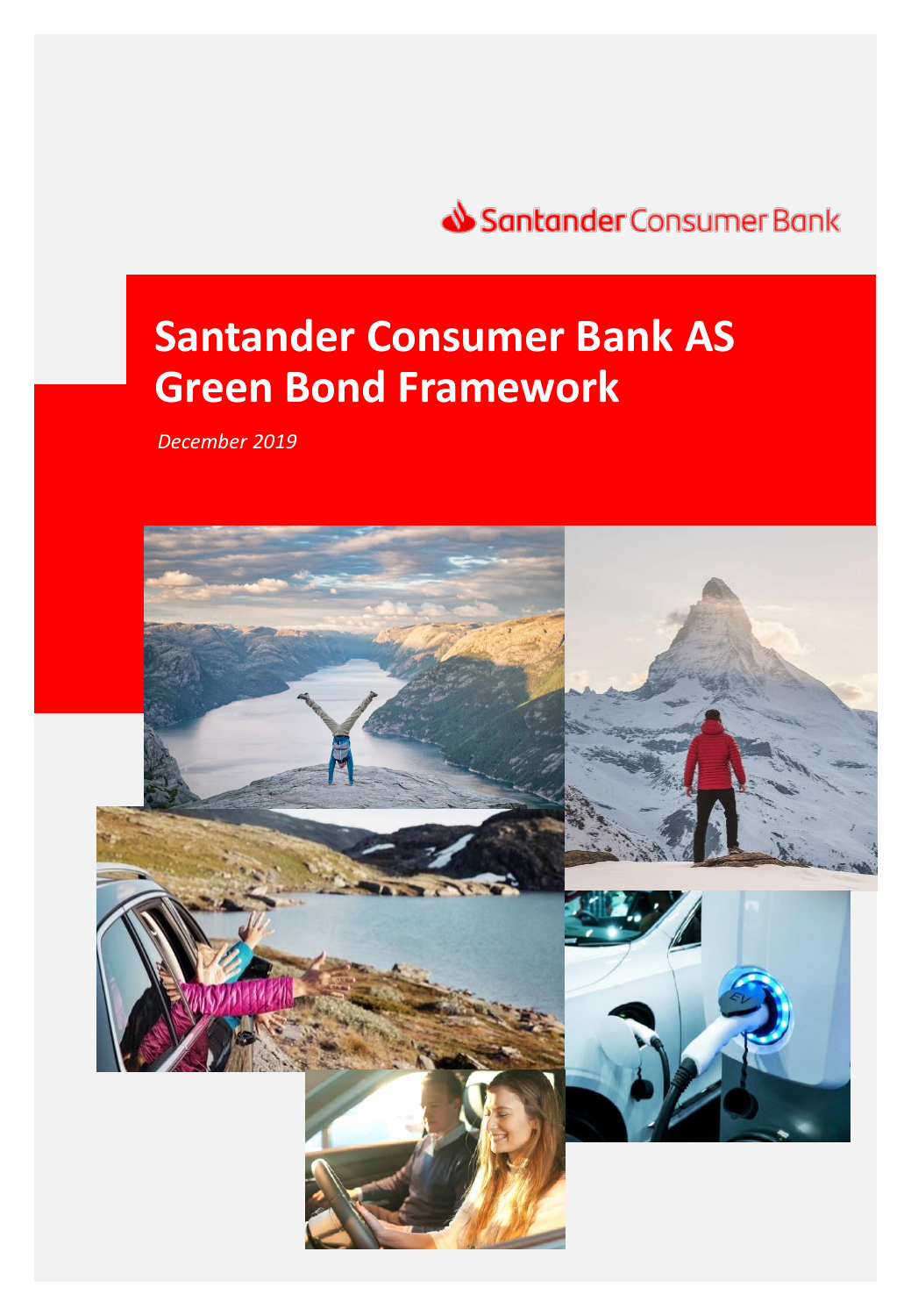Santander Consumer Bank

# Santander Consumer Bank AS Green Bond Framework

*December 2019*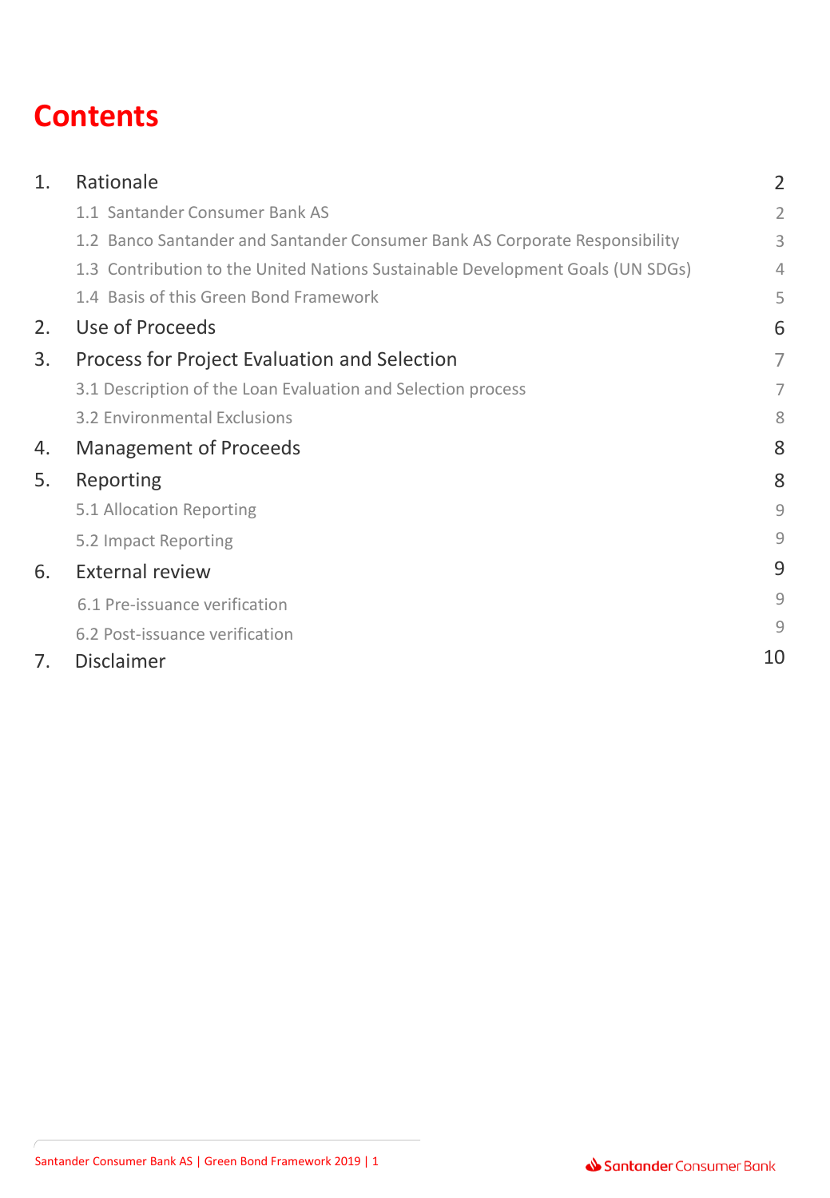# Contents

| | | |
|---|---|---|
| 1. | Rationale | 2 |
| | 1.1 Santander Consumer Bank AS | 2 |
| | 1.2 Banco Santander and Santander Consumer Bank AS Corporate Responsibility | 3 |
| | 1.3 Contribution to the United Nations Sustainable Development Goals (UN SDGs) | 4 |
| | 1.4 Basis of this Green Bond Framework | 5 |
| 2. | Use of Proceeds | 6 |
| 3. | Process for Project Evaluation and Selection | 7 |
| | 3.1 Description of the Loan Evaluation and Selection process | 7 |
| | 3.2 Environmental Exclusions | 8 |
| 4. | Management of Proceeds | 8 |
| 5. | Reporting | 8 |
| | 5.1 Allocation Reporting | 9 |
| | 5.2 Impact Reporting | 9 |
| 6. | External review | 9 |
| | 6.1 Pre-issuance verification | 9 |
| | 6.2 Post-issuance verification | 9 |
| 7. | Disclaimer | 10 |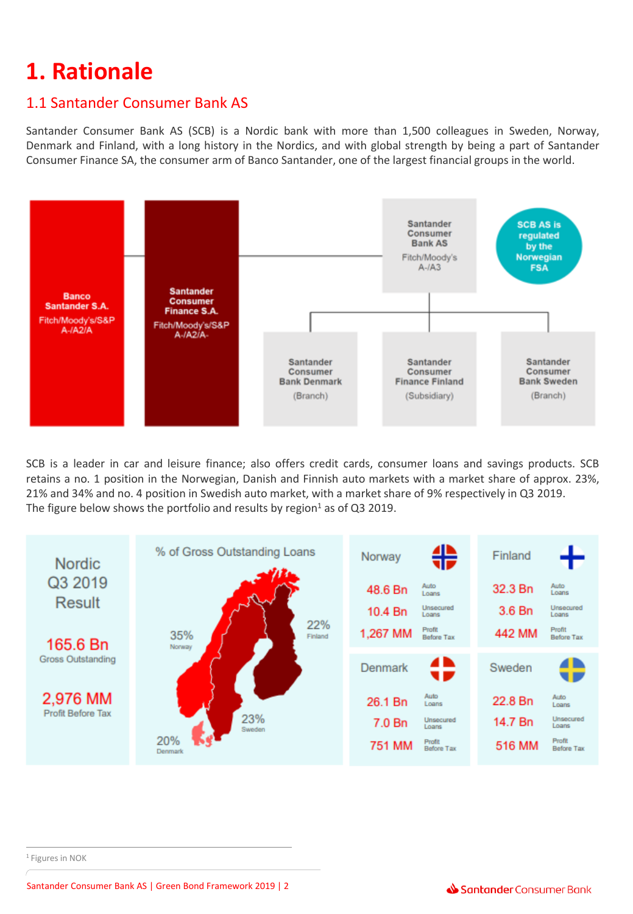# 1. Rationale

## 1.1 Santander Consumer Bank AS

Santander Consumer Bank AS (SCB) is a Nordic bank with more than 1,500 colleagues in Sweden, Norway, Denmark and Finland, with a long history in the Nordics, and with global strength by being a part of Santander Consumer Finance SA, the consumer arm of Banco Santander, one of the largest financial groups in the world.

Banco Santander S.A.
Fitch/Moody's/S&P
A-/A2/A

Santander Consumer Finance S.A.
Fitch/Moody's/S&P
A-/A2/A-

Santander Consumer Bank AS
Fitch/Moody's
A-/A3

SCB AS is regulated by the Norwegian FSA

Santander Consumer Bank Denmark (Branch)

Santander Consumer Finance Finland (Subsidiary)

Santander Consumer Bank Sweden (Branch)

SCB is a leader in car and leisure finance; also offers credit cards, consumer loans and savings products. SCB retains a no. 1 position in the Norwegian, Danish and Finnish auto markets with a market share of approx. 23%, 21% and 34% and no. 4 position in Swedish auto market, with a market share of 9% respectively in Q3 2019.
The figure below shows the portfolio and results by region[1] as of Q3 2019.

**Nordic Q3 2019 Result**

165.6 Bn Gross Outstanding

2,976 MM Profit Before Tax

**% of Gross Outstanding Loans**

| Country | % of Gross Outstanding Loans | Auto Loans | Unsecured Loans | Profit Before Tax |
|---|---|---|---|---|
| Norway | 35% | 48.6 Bn | 10.4 Bn | 1,267 MM |
| Finland | 22% | 32.3 Bn | 3.6 Bn | 442 MM |
| Denmark | 20% | 26.1 Bn | 7.0 Bn | 751 MM |
| Sweden | 23% | 22.8 Bn | 14.7 Bn | 516 MM |

[1] Figures in NOK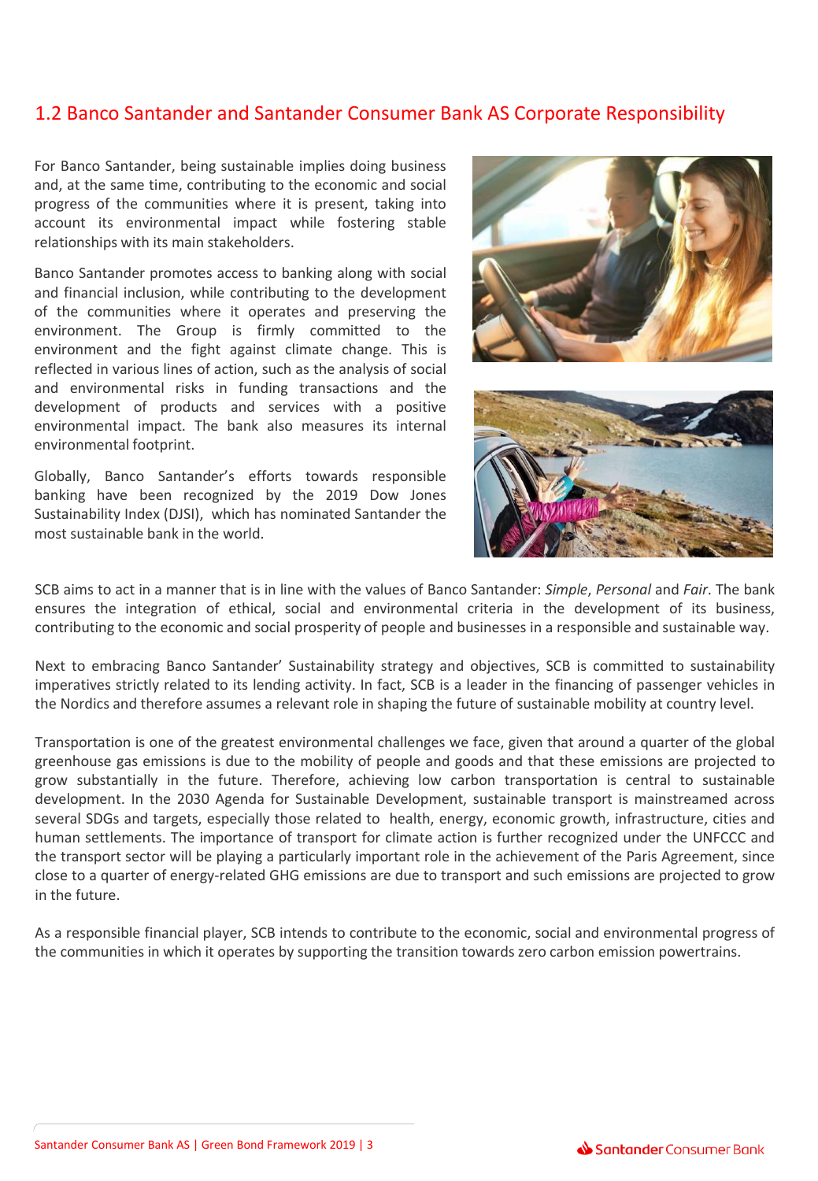## 1.2 Banco Santander and Santander Consumer Bank AS Corporate Responsibility

For Banco Santander, being sustainable implies doing business and, at the same time, contributing to the economic and social progress of the communities where it is present, taking into account its environmental impact while fostering stable relationships with its main stakeholders.

Banco Santander promotes access to banking along with social and financial inclusion, while contributing to the development of the communities where it operates and preserving the environment. The Group is firmly committed to the environment and the fight against climate change. This is reflected in various lines of action, such as the analysis of social and environmental risks in funding transactions and the development of products and services with a positive environmental impact. The bank also measures its internal environmental footprint.

Globally, Banco Santander's efforts towards responsible banking have been recognized by the 2019 Dow Jones Sustainability Index (DJSI), which has nominated Santander the most sustainable bank in the world.

SCB aims to act in a manner that is in line with the values of Banco Santander: *Simple*, *Personal* and *Fair*. The bank ensures the integration of ethical, social and environmental criteria in the development of its business, contributing to the economic and social prosperity of people and businesses in a responsible and sustainable way.

Next to embracing Banco Santander' Sustainability strategy and objectives, SCB is committed to sustainability imperatives strictly related to its lending activity. In fact, SCB is a leader in the financing of passenger vehicles in the Nordics and therefore assumes a relevant role in shaping the future of sustainable mobility at country level.

Transportation is one of the greatest environmental challenges we face, given that around a quarter of the global greenhouse gas emissions is due to the mobility of people and goods and that these emissions are projected to grow substantially in the future. Therefore, achieving low carbon transportation is central to sustainable development. In the 2030 Agenda for Sustainable Development, sustainable transport is mainstreamed across several SDGs and targets, especially those related to health, energy, economic growth, infrastructure, cities and human settlements. The importance of transport for climate action is further recognized under the UNFCCC and the transport sector will be playing a particularly important role in the achievement of the Paris Agreement, since close to a quarter of energy-related GHG emissions are due to transport and such emissions are projected to grow in the future.

As a responsible financial player, SCB intends to contribute to the economic, social and environmental progress of the communities in which it operates by supporting the transition towards zero carbon emission powertrains.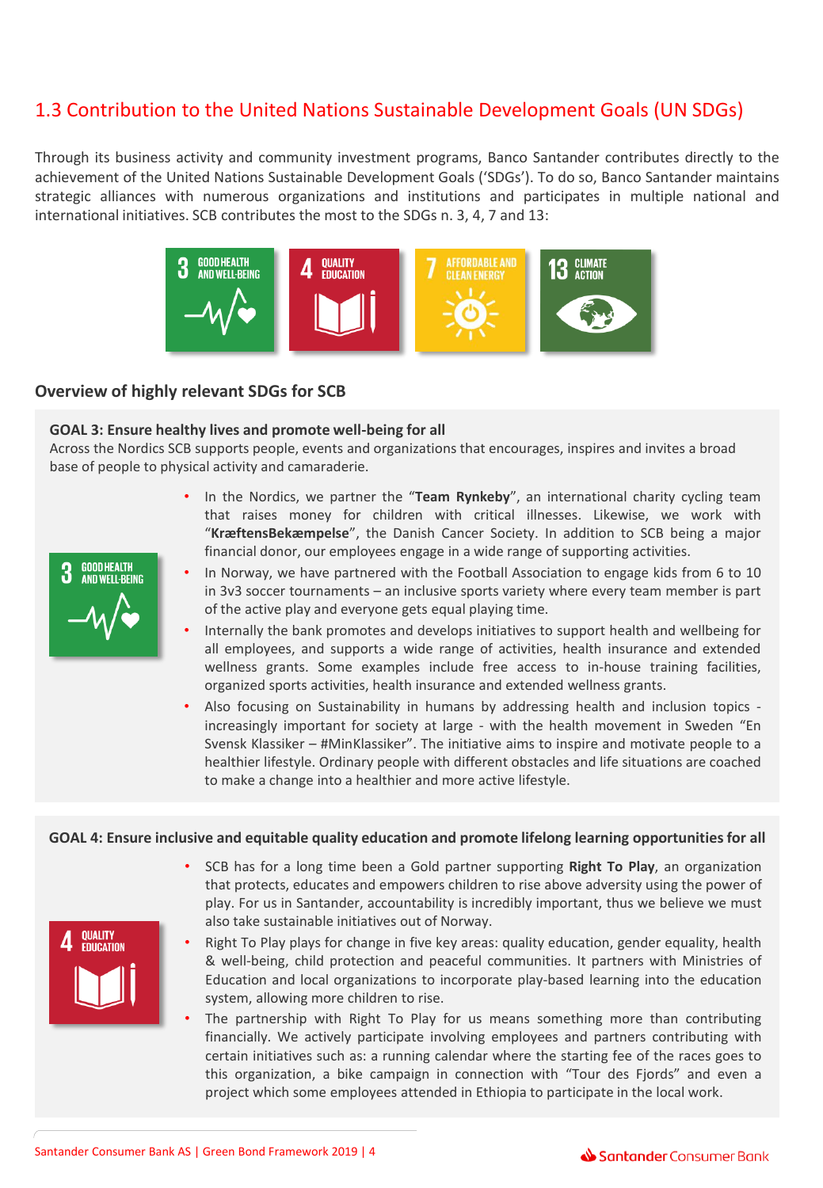## 1.3 Contribution to the United Nations Sustainable Development Goals (UN SDGs)

Through its business activity and community investment programs, Banco Santander contributes directly to the achievement of the United Nations Sustainable Development Goals ('SDGs'). To do so, Banco Santander maintains strategic alliances with numerous organizations and institutions and participates in multiple national and international initiatives. SCB contributes the most to the SDGs n. 3, 4, 7 and 13:

### Overview of highly relevant SDGs for SCB

**GOAL 3: Ensure healthy lives and promote well-being for all**

Across the Nordics SCB supports people, events and organizations that encourages, inspires and invites a broad base of people to physical activity and camaraderie.

- In the Nordics, we partner the "**Team Rynkeby**", an international charity cycling team that raises money for children with critical illnesses. Likewise, we work with "**KræftensBekæmpelse**", the Danish Cancer Society. In addition to SCB being a major financial donor, our employees engage in a wide range of supporting activities.
- In Norway, we have partnered with the Football Association to engage kids from 6 to 10 in 3v3 soccer tournaments – an inclusive sports variety where every team member is part of the active play and everyone gets equal playing time.
- Internally the bank promotes and develops initiatives to support health and wellbeing for all employees, and supports a wide range of activities, health insurance and extended wellness grants. Some examples include free access to in-house training facilities, organized sports activities, health insurance and extended wellness grants.
- Also focusing on Sustainability in humans by addressing health and inclusion topics - increasingly important for society at large - with the health movement in Sweden "En Svensk Klassiker – #MinKlassiker". The initiative aims to inspire and motivate people to a healthier lifestyle. Ordinary people with different obstacles and life situations are coached to make a change into a healthier and more active lifestyle.

**GOAL 4: Ensure inclusive and equitable quality education and promote lifelong learning opportunities for all**

- SCB has for a long time been a Gold partner supporting **Right To Play**, an organization that protects, educates and empowers children to rise above adversity using the power of play. For us in Santander, accountability is incredibly important, thus we believe we must also take sustainable initiatives out of Norway.
- Right To Play plays for change in five key areas: quality education, gender equality, health & well-being, child protection and peaceful communities. It partners with Ministries of Education and local organizations to incorporate play-based learning into the education system, allowing more children to rise.
- The partnership with Right To Play for us means something more than contributing financially. We actively participate involving employees and partners contributing with certain initiatives such as: a running calendar where the starting fee of the races goes to this organization, a bike campaign in connection with "Tour des Fjords" and even a project which some employees attended in Ethiopia to participate in the local work.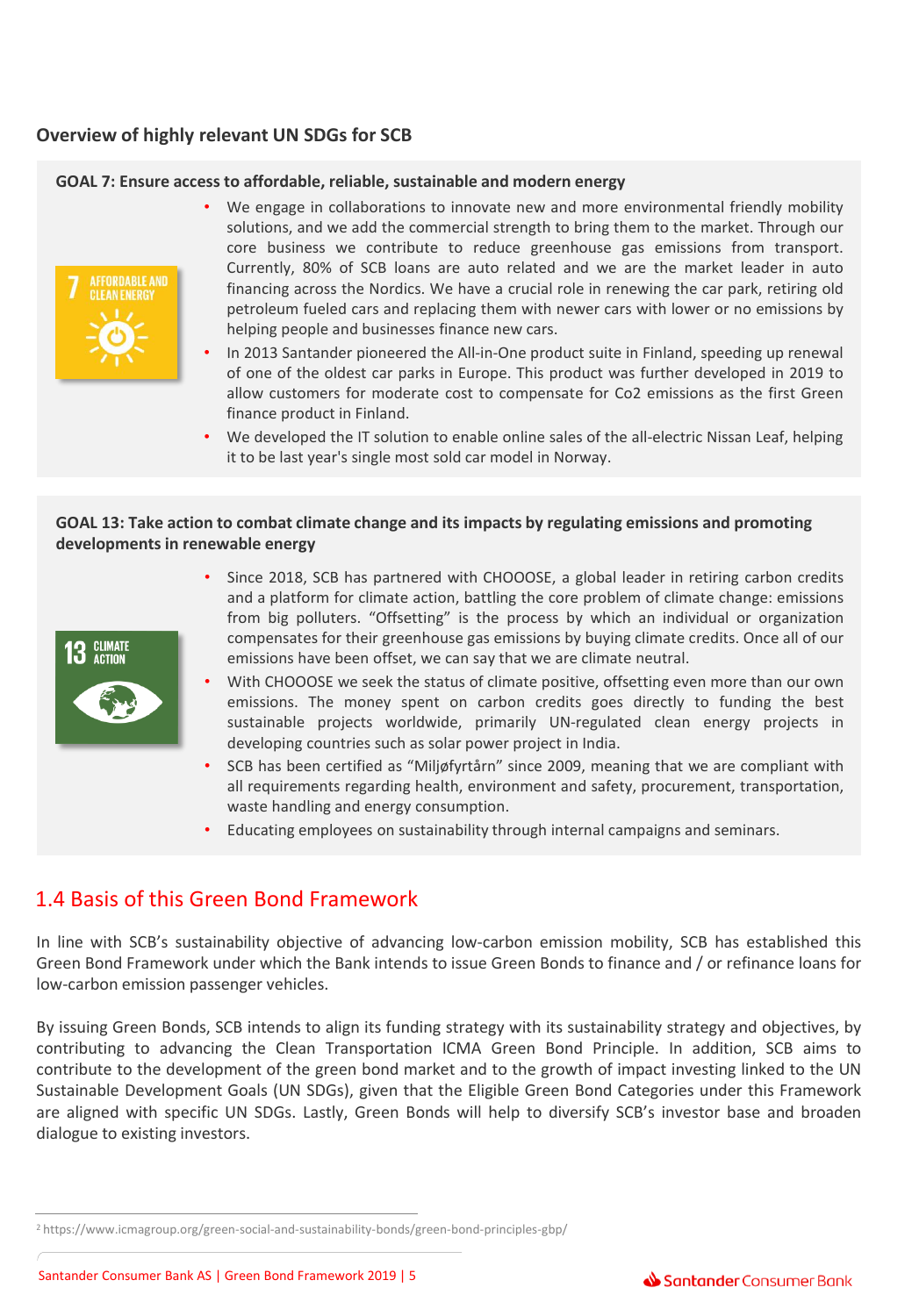### Overview of highly relevant UN SDGs for SCB

**GOAL 7: Ensure access to affordable, reliable, sustainable and modern energy**

- We engage in collaborations to innovate new and more environmental friendly mobility solutions, and we add the commercial strength to bring them to the market. Through our core business we contribute to reduce greenhouse gas emissions from transport. Currently, 80% of SCB loans are auto related and we are the market leader in auto financing across the Nordics. We have a crucial role in renewing the car park, retiring old petroleum fueled cars and replacing them with newer cars with lower or no emissions by helping people and businesses finance new cars.
- In 2013 Santander pioneered the All-in-One product suite in Finland, speeding up renewal of one of the oldest car parks in Europe. This product was further developed in 2019 to allow customers for moderate cost to compensate for Co2 emissions as the first Green finance product in Finland.
- We developed the IT solution to enable online sales of the all-electric Nissan Leaf, helping it to be last year's single most sold car model in Norway.

**GOAL 13: Take action to combat climate change and its impacts by regulating emissions and promoting developments in renewable energy**

- Since 2018, SCB has partnered with CHOOOSE, a global leader in retiring carbon credits and a platform for climate action, battling the core problem of climate change: emissions from big polluters. "Offsetting" is the process by which an individual or organization compensates for their greenhouse gas emissions by buying climate credits. Once all of our emissions have been offset, we can say that we are climate neutral.
- With CHOOOSE we seek the status of climate positive, offsetting even more than our own emissions. The money spent on carbon credits goes directly to funding the best sustainable projects worldwide, primarily UN-regulated clean energy projects in developing countries such as solar power project in India.
- SCB has been certified as "Miljøfyrtårn" since 2009, meaning that we are compliant with all requirements regarding health, environment and safety, procurement, transportation, waste handling and energy consumption.
- Educating employees on sustainability through internal campaigns and seminars.

## 1.4 Basis of this Green Bond Framework

In line with SCB's sustainability objective of advancing low-carbon emission mobility, SCB has established this Green Bond Framework under which the Bank intends to issue Green Bonds to finance and / or refinance loans for low-carbon emission passenger vehicles.

By issuing Green Bonds, SCB intends to align its funding strategy with its sustainability strategy and objectives, by contributing to advancing the Clean Transportation ICMA Green Bond Principle. In addition, SCB aims to contribute to the development of the green bond market and to the growth of impact investing linked to the UN Sustainable Development Goals (UN SDGs), given that the Eligible Green Bond Categories under this Framework are aligned with specific UN SDGs. Lastly, Green Bonds will help to diversify SCB's investor base and broaden dialogue to existing investors.

[2] https://www.icmagroup.org/green-social-and-sustainability-bonds/green-bond-principles-gbp/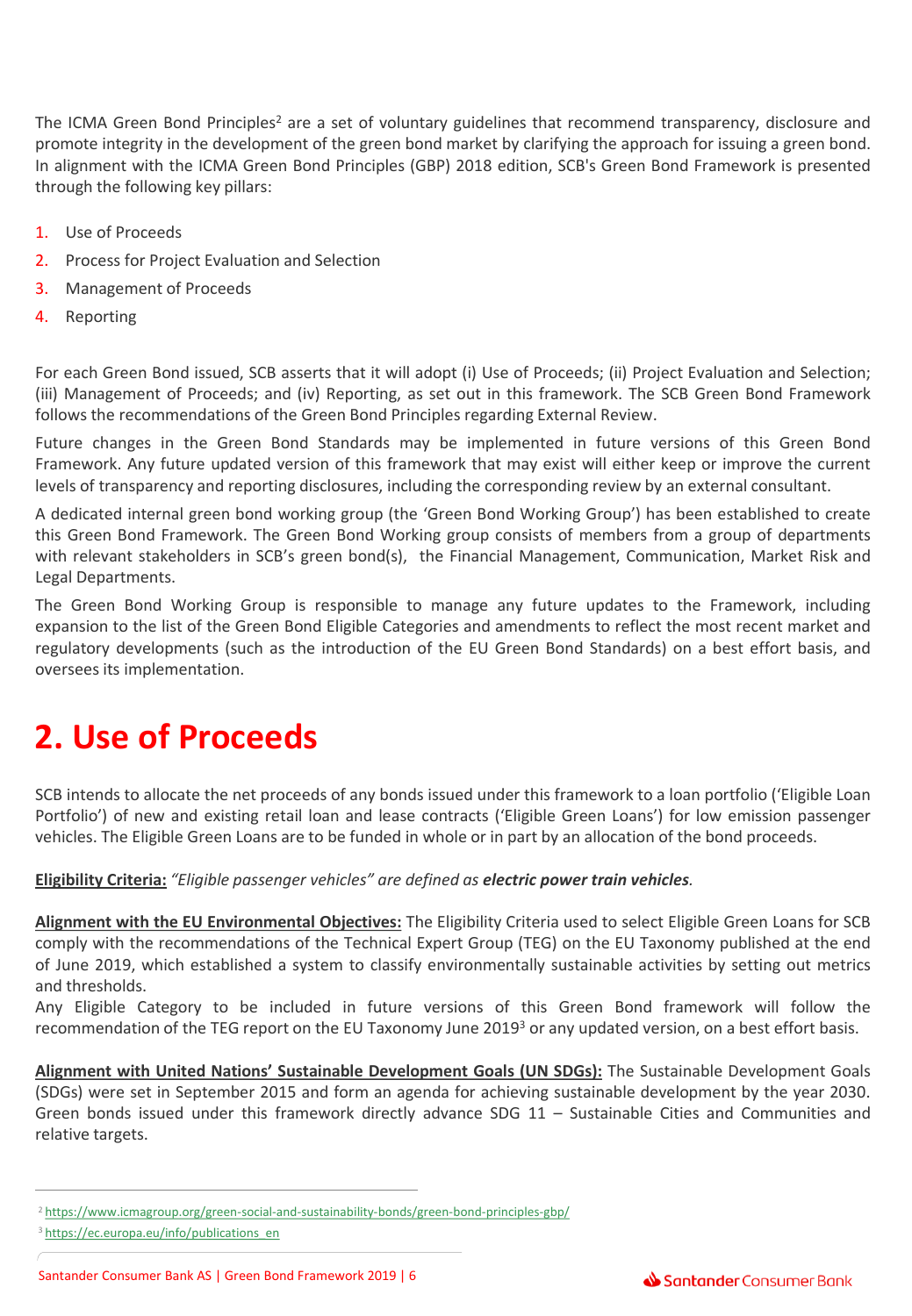The ICMA Green Bond Principles[2] are a set of voluntary guidelines that recommend transparency, disclosure and promote integrity in the development of the green bond market by clarifying the approach for issuing a green bond. In alignment with the ICMA Green Bond Principles (GBP) 2018 edition, SCB's Green Bond Framework is presented through the following key pillars:

1. Use of Proceeds
2. Process for Project Evaluation and Selection
3. Management of Proceeds
4. Reporting

For each Green Bond issued, SCB asserts that it will adopt (i) Use of Proceeds; (ii) Project Evaluation and Selection; (iii) Management of Proceeds; and (iv) Reporting, as set out in this framework. The SCB Green Bond Framework follows the recommendations of the Green Bond Principles regarding External Review.

Future changes in the Green Bond Standards may be implemented in future versions of this Green Bond Framework. Any future updated version of this framework that may exist will either keep or improve the current levels of transparency and reporting disclosures, including the corresponding review by an external consultant.

A dedicated internal green bond working group (the 'Green Bond Working Group') has been established to create this Green Bond Framework. The Green Bond Working group consists of members from a group of departments with relevant stakeholders in SCB's green bond(s), the Financial Management, Communication, Market Risk and Legal Departments.

The Green Bond Working Group is responsible to manage any future updates to the Framework, including expansion to the list of the Green Bond Eligible Categories and amendments to reflect the most recent market and regulatory developments (such as the introduction of the EU Green Bond Standards) on a best effort basis, and oversees its implementation.

# 2. Use of Proceeds

SCB intends to allocate the net proceeds of any bonds issued under this framework to a loan portfolio ('Eligible Loan Portfolio') of new and existing retail loan and lease contracts ('Eligible Green Loans') for low emission passenger vehicles. The Eligible Green Loans are to be funded in whole or in part by an allocation of the bond proceeds.

**Eligibility Criteria:** *"Eligible passenger vehicles" are defined as **electric power train vehicles**.*

**Alignment with the EU Environmental Objectives:** The Eligibility Criteria used to select Eligible Green Loans for SCB comply with the recommendations of the Technical Expert Group (TEG) on the EU Taxonomy published at the end of June 2019, which established a system to classify environmentally sustainable activities by setting out metrics and thresholds.
Any Eligible Category to be included in future versions of this Green Bond framework will follow the recommendation of the TEG report on the EU Taxonomy June 2019[3] or any updated version, on a best effort basis.

**Alignment with United Nations' Sustainable Development Goals (UN SDGs):** The Sustainable Development Goals (SDGs) were set in September 2015 and form an agenda for achieving sustainable development by the year 2030. Green bonds issued under this framework directly advance SDG 11 – Sustainable Cities and Communities and relative targets.

[2] https://www.icmagroup.org/green-social-and-sustainability-bonds/green-bond-principles-gbp/

[3] https://ec.europa.eu/info/publications_en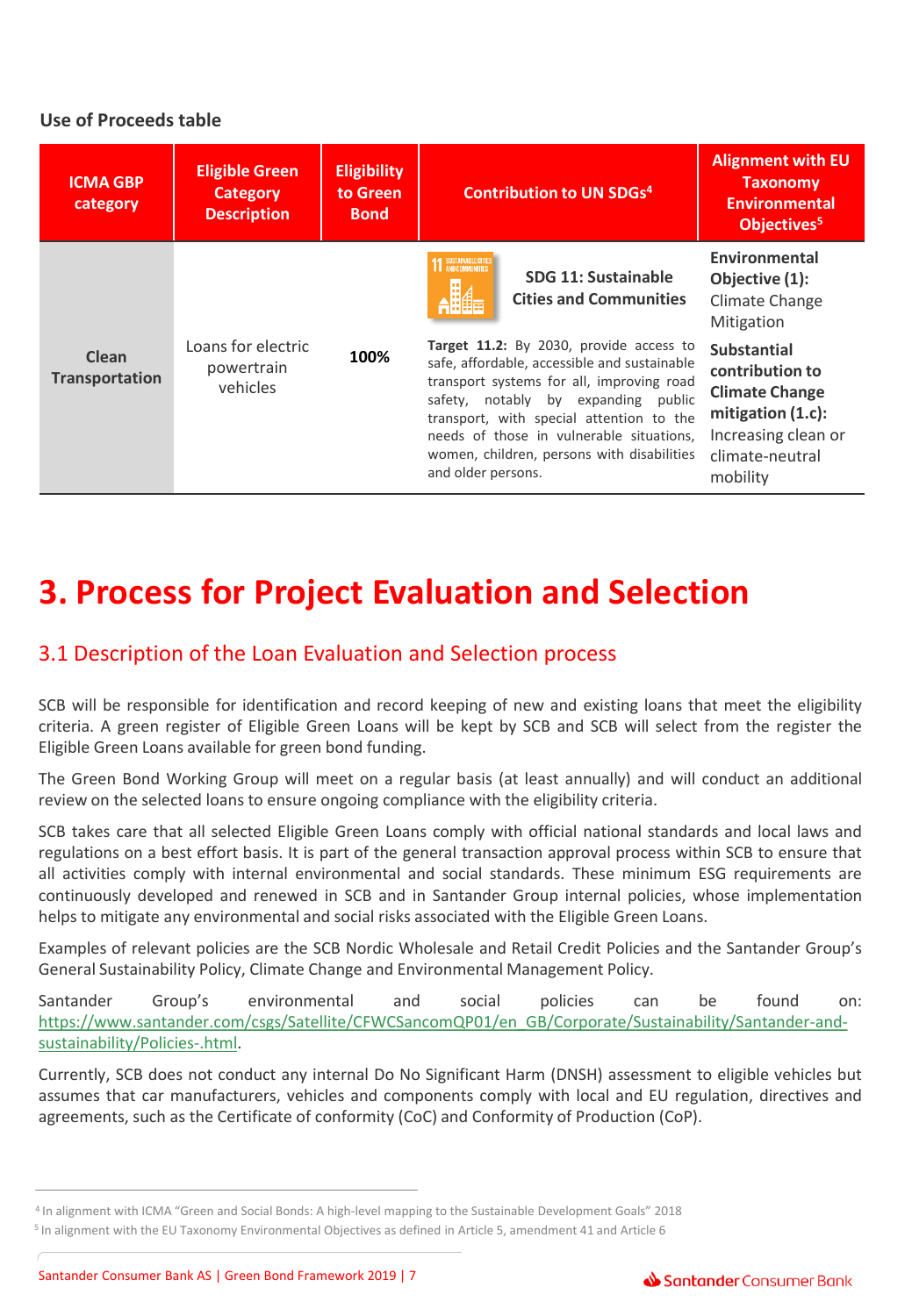**Use of Proceeds table**

| ICMA GBP category | Eligible Green Category Description | Eligibility to Green Bond | Contribution to UN SDGs[4] | Alignment with EU Taxonomy Environmental Objectives[5] |
|---|---|---|---|---|
| **Clean Transportation** | Loans for electric powertrain vehicles | **100%** | **SDG 11: Sustainable Cities and Communities**<br><br>**Target 11.2:** By 2030, provide access to safe, affordable, accessible and sustainable transport systems for all, improving road safety, notably by expanding public transport, with special attention to the needs of those in vulnerable situations, women, children, persons with disabilities and older persons. | **Environmental Objective (1):** Climate Change Mitigation<br><br>**Substantial contribution to Climate Change mitigation (1.c):** Increasing clean or climate-neutral mobility |

# 3. Process for Project Evaluation and Selection

## 3.1 Description of the Loan Evaluation and Selection process

SCB will be responsible for identification and record keeping of new and existing loans that meet the eligibility criteria. A green register of Eligible Green Loans will be kept by SCB and SCB will select from the register the Eligible Green Loans available for green bond funding.

The Green Bond Working Group will meet on a regular basis (at least annually) and will conduct an additional review on the selected loans to ensure ongoing compliance with the eligibility criteria.

SCB takes care that all selected Eligible Green Loans comply with official national standards and local laws and regulations on a best effort basis. It is part of the general transaction approval process within SCB to ensure that all activities comply with internal environmental and social standards. These minimum ESG requirements are continuously developed and renewed in SCB and in Santander Group internal policies, whose implementation helps to mitigate any environmental and social risks associated with the Eligible Green Loans.

Examples of relevant policies are the SCB Nordic Wholesale and Retail Credit Policies and the Santander Group's General Sustainability Policy, Climate Change and Environmental Management Policy.

Santander Group's environmental and social policies can be found on: https://www.santander.com/csgs/Satellite/CFWCSancomQP01/en_GB/Corporate/Sustainability/Santander-and-sustainability/Policies-.html.

Currently, SCB does not conduct any internal Do No Significant Harm (DNSH) assessment to eligible vehicles but assumes that car manufacturers, vehicles and components comply with local and EU regulation, directives and agreements, such as the Certificate of conformity (CoC) and Conformity of Production (CoP).

[4] In alignment with ICMA "Green and Social Bonds: A high-level mapping to the Sustainable Development Goals" 2018

[5] In alignment with the EU Taxonomy Environmental Objectives as defined in Article 5, amendment 41 and Article 6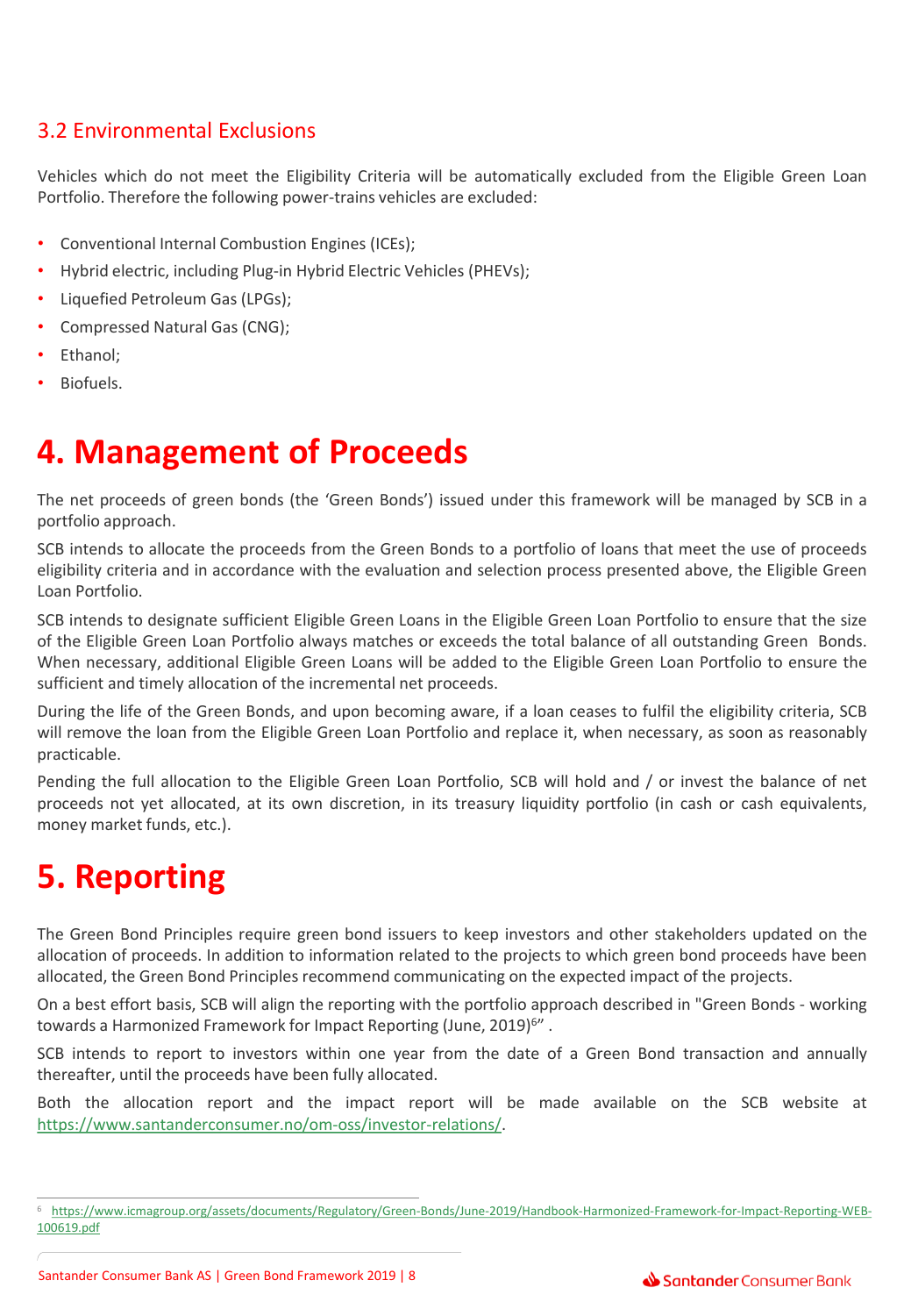### 3.2 Environmental Exclusions

Vehicles which do not meet the Eligibility Criteria will be automatically excluded from the Eligible Green Loan Portfolio. Therefore the following power-trains vehicles are excluded:

- Conventional Internal Combustion Engines (ICEs);
- Hybrid electric, including Plug-in Hybrid Electric Vehicles (PHEVs);
- Liquefied Petroleum Gas (LPGs);
- Compressed Natural Gas (CNG);
- Ethanol;
- Biofuels.

# 4. Management of Proceeds

The net proceeds of green bonds (the 'Green Bonds') issued under this framework will be managed by SCB in a portfolio approach.

SCB intends to allocate the proceeds from the Green Bonds to a portfolio of loans that meet the use of proceeds eligibility criteria and in accordance with the evaluation and selection process presented above, the Eligible Green Loan Portfolio.

SCB intends to designate sufficient Eligible Green Loans in the Eligible Green Loan Portfolio to ensure that the size of the Eligible Green Loan Portfolio always matches or exceeds the total balance of all outstanding Green Bonds. When necessary, additional Eligible Green Loans will be added to the Eligible Green Loan Portfolio to ensure the sufficient and timely allocation of the incremental net proceeds.

During the life of the Green Bonds, and upon becoming aware, if a loan ceases to fulfil the eligibility criteria, SCB will remove the loan from the Eligible Green Loan Portfolio and replace it, when necessary, as soon as reasonably practicable.

Pending the full allocation to the Eligible Green Loan Portfolio, SCB will hold and / or invest the balance of net proceeds not yet allocated, at its own discretion, in its treasury liquidity portfolio (in cash or cash equivalents, money market funds, etc.).

# 5. Reporting

The Green Bond Principles require green bond issuers to keep investors and other stakeholders updated on the allocation of proceeds. In addition to information related to the projects to which green bond proceeds have been allocated, the Green Bond Principles recommend communicating on the expected impact of the projects.

On a best effort basis, SCB will align the reporting with the portfolio approach described in "Green Bonds - working towards a Harmonized Framework for Impact Reporting (June, 2019)[6]" .

SCB intends to report to investors within one year from the date of a Green Bond transaction and annually thereafter, until the proceeds have been fully allocated.

Both the allocation report and the impact report will be made available on the SCB website at https://www.santanderconsumer.no/om-oss/investor-relations/.

[6] https://www.icmagroup.org/assets/documents/Regulatory/Green-Bonds/June-2019/Handbook-Harmonized-Framework-for-Impact-Reporting-WEB-100619.pdf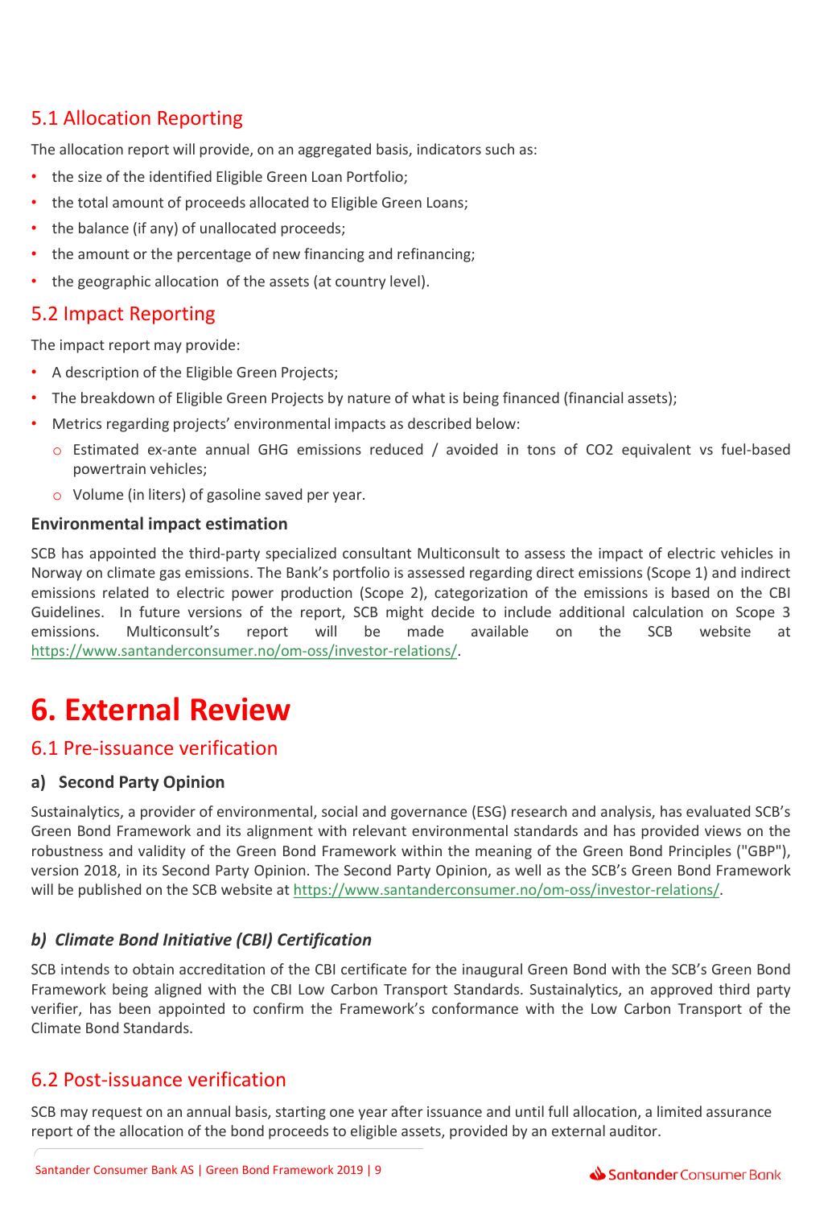## 5.1 Allocation Reporting

The allocation report will provide, on an aggregated basis, indicators such as:

- the size of the identified Eligible Green Loan Portfolio;
- the total amount of proceeds allocated to Eligible Green Loans;
- the balance (if any) of unallocated proceeds;
- the amount or the percentage of new financing and refinancing;
- the geographic allocation of the assets (at country level).

## 5.2 Impact Reporting

The impact report may provide:

- A description of the Eligible Green Projects;
- The breakdown of Eligible Green Projects by nature of what is being financed (financial assets);
- Metrics regarding projects' environmental impacts as described below:
  - Estimated ex-ante annual GHG emissions reduced / avoided in tons of CO2 equivalent vs fuel-based powertrain vehicles;
  - Volume (in liters) of gasoline saved per year.

**Environmental impact estimation**

SCB has appointed the third-party specialized consultant Multiconsult to assess the impact of electric vehicles in Norway on climate gas emissions. The Bank's portfolio is assessed regarding direct emissions (Scope 1) and indirect emissions related to electric power production (Scope 2), categorization of the emissions is based on the CBI Guidelines. In future versions of the report, SCB might decide to include additional calculation on Scope 3 emissions. Multiconsult's report will be made available on the SCB website at https://www.santanderconsumer.no/om-oss/investor-relations/.

# 6. External Review

## 6.1 Pre-issuance verification

### a) Second Party Opinion

Sustainalytics, a provider of environmental, social and governance (ESG) research and analysis, has evaluated SCB's Green Bond Framework and its alignment with relevant environmental standards and has provided views on the robustness and validity of the Green Bond Framework within the meaning of the Green Bond Principles ("GBP"), version 2018, in its Second Party Opinion. The Second Party Opinion, as well as the SCB's Green Bond Framework will be published on the SCB website at https://www.santanderconsumer.no/om-oss/investor-relations/.

### *b) Climate Bond Initiative (CBI) Certification*

SCB intends to obtain accreditation of the CBI certificate for the inaugural Green Bond with the SCB's Green Bond Framework being aligned with the CBI Low Carbon Transport Standards. Sustainalytics, an approved third party verifier, has been appointed to confirm the Framework's conformance with the Low Carbon Transport of the Climate Bond Standards.

## 6.2 Post-issuance verification

SCB may request on an annual basis, starting one year after issuance and until full allocation, a limited assurance report of the allocation of the bond proceeds to eligible assets, provided by an external auditor.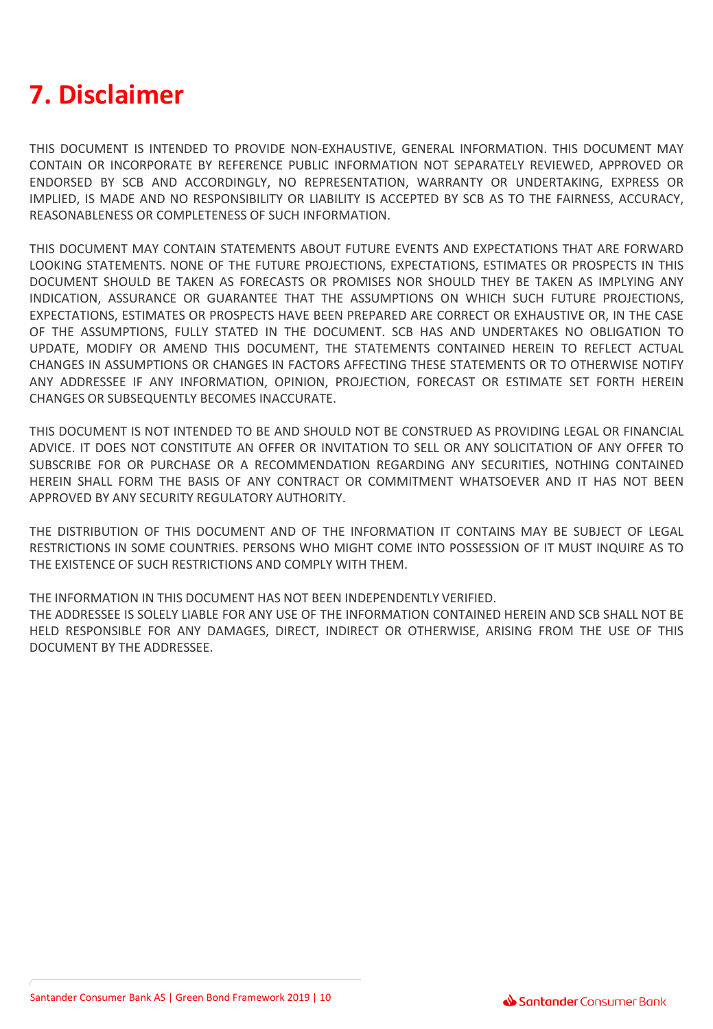# 7. Disclaimer

THIS DOCUMENT IS INTENDED TO PROVIDE NON-EXHAUSTIVE, GENERAL INFORMATION. THIS DOCUMENT MAY CONTAIN OR INCORPORATE BY REFERENCE PUBLIC INFORMATION NOT SEPARATELY REVIEWED, APPROVED OR ENDORSED BY SCB AND ACCORDINGLY, NO REPRESENTATION, WARRANTY OR UNDERTAKING, EXPRESS OR IMPLIED, IS MADE AND NO RESPONSIBILITY OR LIABILITY IS ACCEPTED BY SCB AS TO THE FAIRNESS, ACCURACY, REASONABLENESS OR COMPLETENESS OF SUCH INFORMATION.

THIS DOCUMENT MAY CONTAIN STATEMENTS ABOUT FUTURE EVENTS AND EXPECTATIONS THAT ARE FORWARD LOOKING STATEMENTS. NONE OF THE FUTURE PROJECTIONS, EXPECTATIONS, ESTIMATES OR PROSPECTS IN THIS DOCUMENT SHOULD BE TAKEN AS FORECASTS OR PROMISES NOR SHOULD THEY BE TAKEN AS IMPLYING ANY INDICATION, ASSURANCE OR GUARANTEE THAT THE ASSUMPTIONS ON WHICH SUCH FUTURE PROJECTIONS, EXPECTATIONS, ESTIMATES OR PROSPECTS HAVE BEEN PREPARED ARE CORRECT OR EXHAUSTIVE OR, IN THE CASE OF THE ASSUMPTIONS, FULLY STATED IN THE DOCUMENT. SCB HAS AND UNDERTAKES NO OBLIGATION TO UPDATE, MODIFY OR AMEND THIS DOCUMENT, THE STATEMENTS CONTAINED HEREIN TO REFLECT ACTUAL CHANGES IN ASSUMPTIONS OR CHANGES IN FACTORS AFFECTING THESE STATEMENTS OR TO OTHERWISE NOTIFY ANY ADDRESSEE IF ANY INFORMATION, OPINION, PROJECTION, FORECAST OR ESTIMATE SET FORTH HEREIN CHANGES OR SUBSEQUENTLY BECOMES INACCURATE.

THIS DOCUMENT IS NOT INTENDED TO BE AND SHOULD NOT BE CONSTRUED AS PROVIDING LEGAL OR FINANCIAL ADVICE. IT DOES NOT CONSTITUTE AN OFFER OR INVITATION TO SELL OR ANY SOLICITATION OF ANY OFFER TO SUBSCRIBE FOR OR PURCHASE OR A RECOMMENDATION REGARDING ANY SECURITIES, NOTHING CONTAINED HEREIN SHALL FORM THE BASIS OF ANY CONTRACT OR COMMITMENT WHATSOEVER AND IT HAS NOT BEEN APPROVED BY ANY SECURITY REGULATORY AUTHORITY.

THE DISTRIBUTION OF THIS DOCUMENT AND OF THE INFORMATION IT CONTAINS MAY BE SUBJECT OF LEGAL RESTRICTIONS IN SOME COUNTRIES. PERSONS WHO MIGHT COME INTO POSSESSION OF IT MUST INQUIRE AS TO THE EXISTENCE OF SUCH RESTRICTIONS AND COMPLY WITH THEM.

THE INFORMATION IN THIS DOCUMENT HAS NOT BEEN INDEPENDENTLY VERIFIED.
THE ADDRESSEE IS SOLELY LIABLE FOR ANY USE OF THE INFORMATION CONTAINED HEREIN AND SCB SHALL NOT BE HELD RESPONSIBLE FOR ANY DAMAGES, DIRECT, INDIRECT OR OTHERWISE, ARISING FROM THE USE OF THIS DOCUMENT BY THE ADDRESSEE.